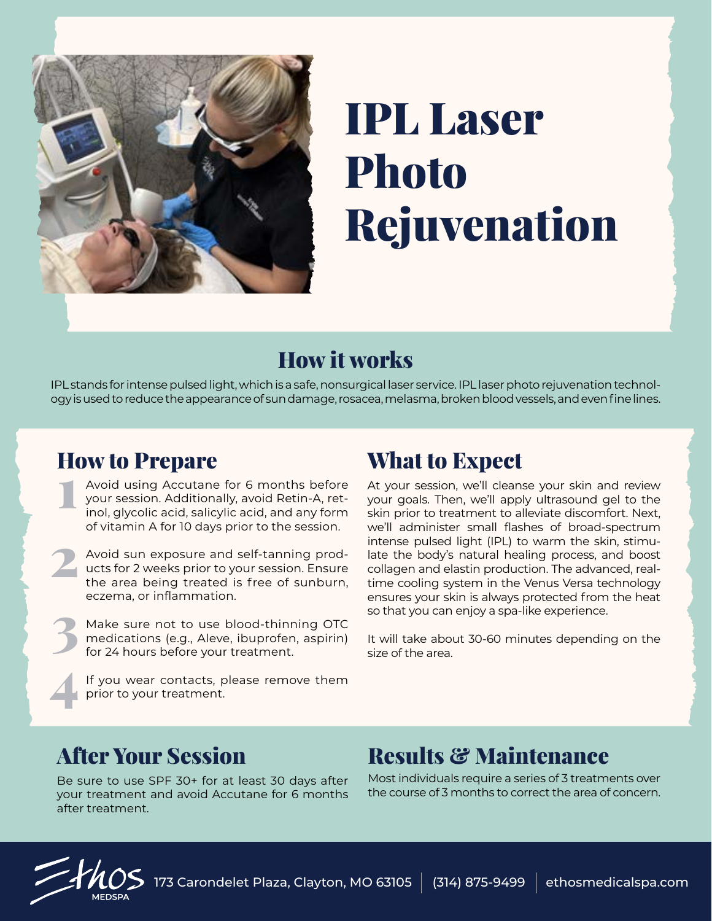# IPL Laser Photo Rejuvenation

## How it works

IPL stands for intense pulsed light, which is a safe, nonsurgical laser service. IPL laser photo rejuvenation technology is used to reduce the appearance of sun damage, rosacea, melasma, broken blood vessels, and even fine lines.

## How to Prepare

1. Avoid using Accutane for 6 months before your session. Additionally, avoid Retin-A, retinol, glycolic acid, salicylic acid, and any form of vitamin A for 10 days prior to the session.

2. Avoid sun exposure and self-tanning products for 2 weeks prior to your session. Ensure the area being treated is free of sunburn, eczema, or inflammation.

3. Make sure not to use blood-thinning OTC medications (e.g., Aleve, ibuprofen, aspirin) for 24 hours before your treatment.

4. If you wear contacts, please remove them prior to your treatment.

## What to Expect

At your session, we'll cleanse your skin and review your goals. Then, we'll apply ultrasound gel to the skin prior to treatment to alleviate discomfort. Next, we'll administer small flashes of broad-spectrum intense pulsed light (IPL) to warm the skin, stimulate the body's natural healing process, and boost collagen and elastin production. The advanced, real-time cooling system in the Venus Versa technology ensures your skin is always protected from the heat so that you can enjoy a spa-like experience.

It will take about 30-60 minutes depending on the size of the area.

## After Your Session

Be sure to use SPF 30+ for at least 30 days after your treatment and avoid Accutane for 6 months after treatment.

## Results & Maintenance

Most individuals require a series of 3 treatments over the course of 3 months to correct the area of concern.

Ethos MEDSPA | 173 Carondelet Plaza, Clayton, MO 63105 | (314) 875-9499 | ethosmedicalspa.com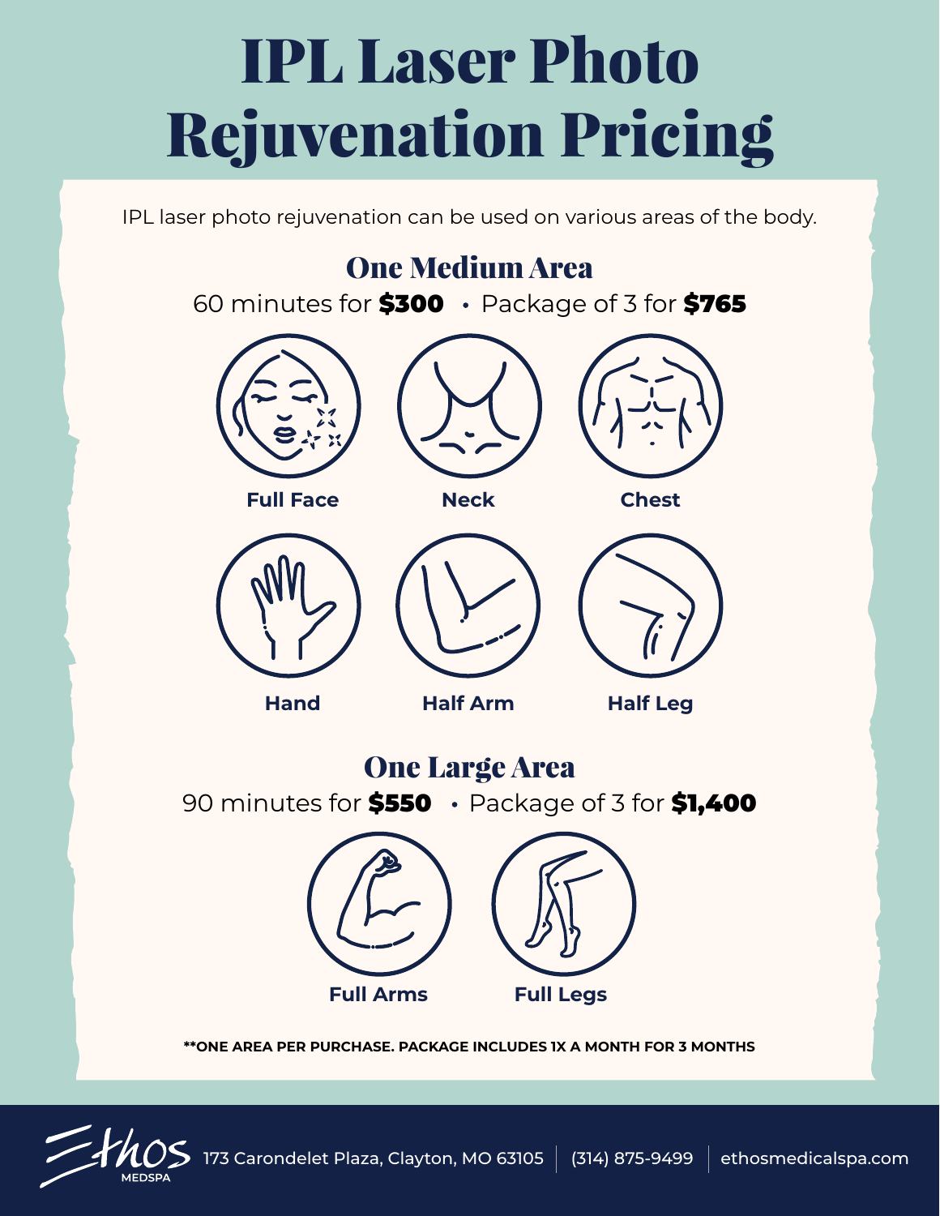# IPL Laser Photo Rejuvenation Pricing

IPL laser photo rejuvenation can be used on various areas of the body.

## One Medium Area

60 minutes for **$300** • Package of 3 for **$765**

**Full Face**

**Neck**

**Chest**

**Hand**

**Half Arm**

**Half Leg**

## One Large Area

90 minutes for **$550** • Package of 3 for **$1,400**

**Full Arms**

**Full Legs**

**ONE AREA PER PURCHASE. PACKAGE INCLUDES 1X A MONTH FOR 3 MONTHS

Ethos MEDSPA 173 Carondelet Plaza, Clayton, MO 63105 | (314) 875-9499 | ethosmedicalspa.com